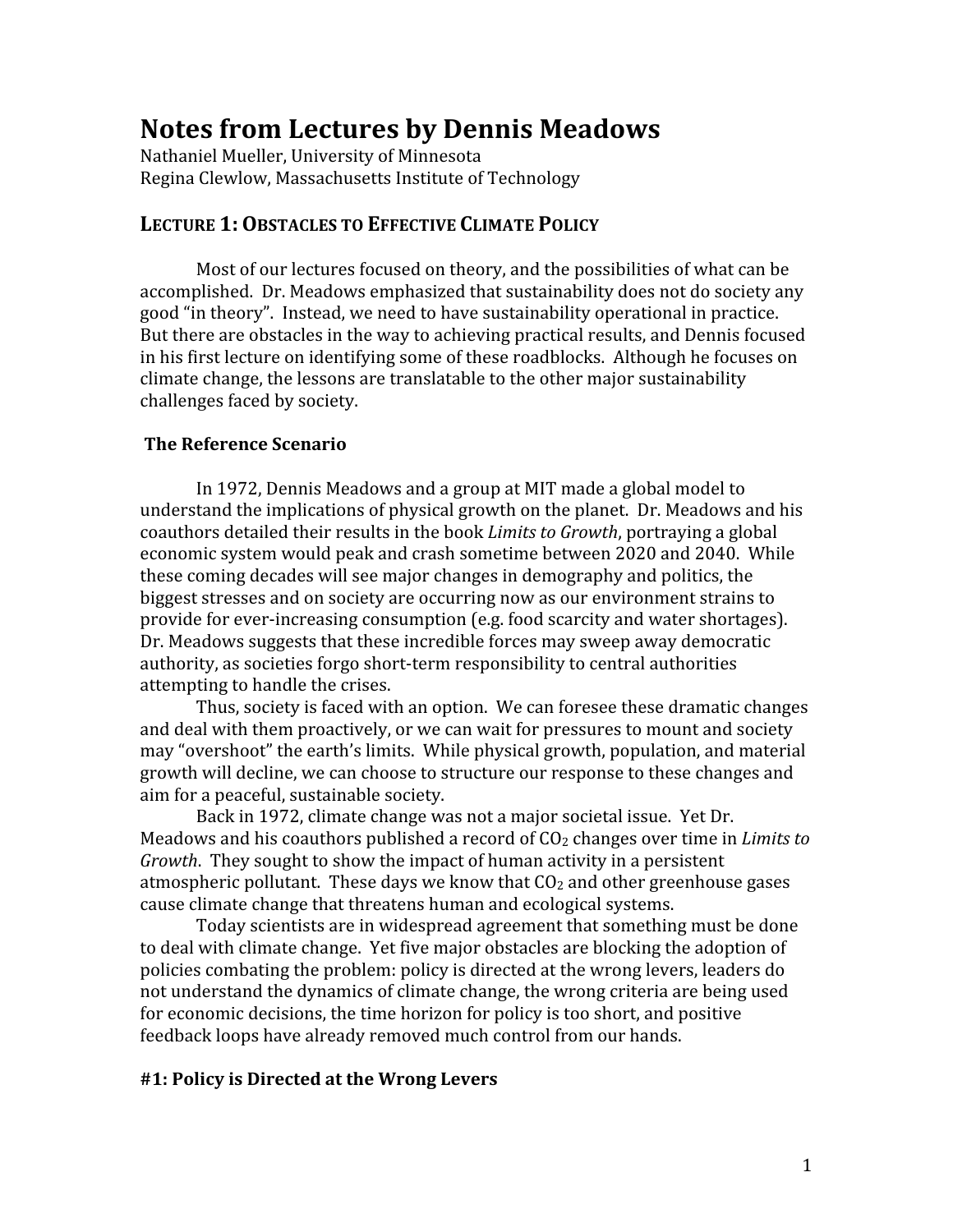# Notes from Lectures by Dennis Meadows

Nathaniel Mueller, University of Minnesota
Regina Clewlow, Massachusetts Institute of Technology

## LECTURE 1: OBSTACLES TO EFFECTIVE CLIMATE POLICY

Most of our lectures focused on theory, and the possibilities of what can be accomplished. Dr. Meadows emphasized that sustainability does not do society any good "in theory". Instead, we need to have sustainability operational in practice. But there are obstacles in the way to achieving practical results, and Dennis focused in his first lecture on identifying some of these roadblocks. Although he focuses on climate change, the lessons are translatable to the other major sustainability challenges faced by society.

### The Reference Scenario

In 1972, Dennis Meadows and a group at MIT made a global model to understand the implications of physical growth on the planet. Dr. Meadows and his coauthors detailed their results in the book *Limits to Growth*, portraying a global economic system would peak and crash sometime between 2020 and 2040. While these coming decades will see major changes in demography and politics, the biggest stresses and on society are occurring now as our environment strains to provide for ever-increasing consumption (e.g. food scarcity and water shortages). Dr. Meadows suggests that these incredible forces may sweep away democratic authority, as societies forgo short-term responsibility to central authorities attempting to handle the crises.

Thus, society is faced with an option. We can foresee these dramatic changes and deal with them proactively, or we can wait for pressures to mount and society may "overshoot" the earth's limits. While physical growth, population, and material growth will decline, we can choose to structure our response to these changes and aim for a peaceful, sustainable society.

Back in 1972, climate change was not a major societal issue. Yet Dr. Meadows and his coauthors published a record of $CO_2$ changes over time in *Limits to Growth*. They sought to show the impact of human activity in a persistent atmospheric pollutant. These days we know that $CO_2$ and other greenhouse gases cause climate change that threatens human and ecological systems.

Today scientists are in widespread agreement that something must be done to deal with climate change. Yet five major obstacles are blocking the adoption of policies combating the problem: policy is directed at the wrong levers, leaders do not understand the dynamics of climate change, the wrong criteria are being used for economic decisions, the time horizon for policy is too short, and positive feedback loops have already removed much control from our hands.

### #1: Policy is Directed at the Wrong Levers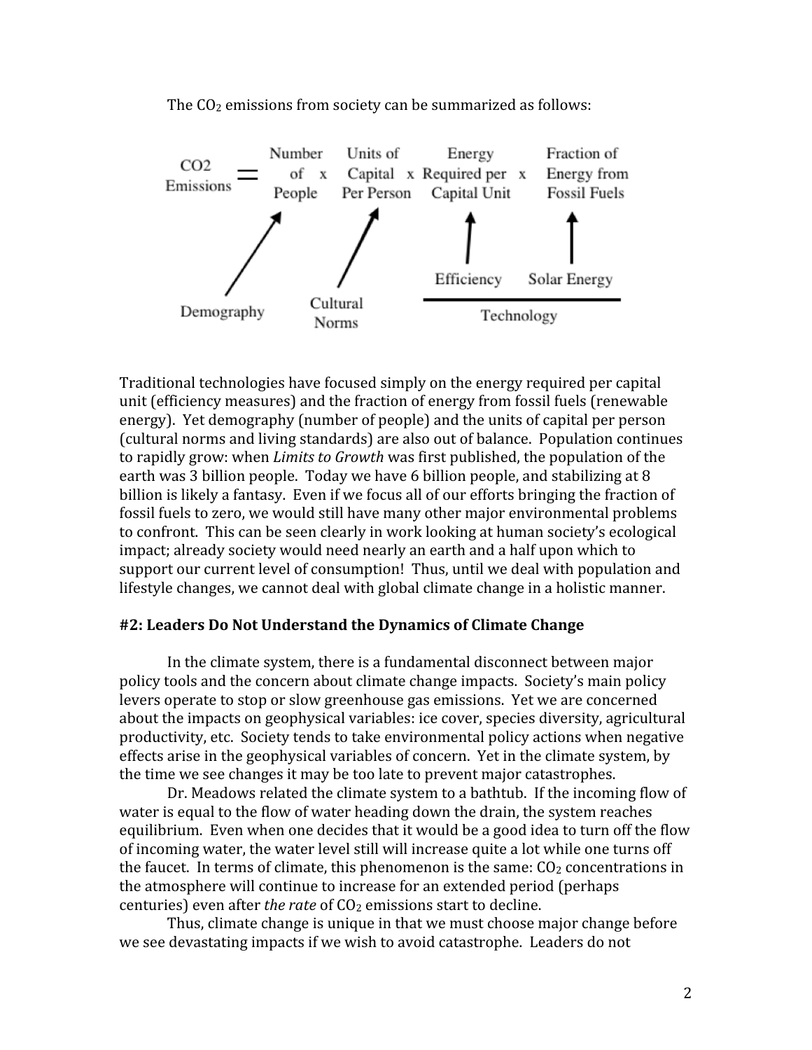The $CO_2$ emissions from society can be summarized as follows:

$$\text{CO2 Emissions} = \text{Number of People} \times \text{Units of Capital Per Person} \times \text{Energy Required per Capital Unit} \times \text{Fraction of Energy from Fossil Fuels}$$

- Number of People ← Demography
- Units of Capital Per Person ← Cultural Norms
- Energy Required per Capital Unit ← Efficiency (Technology)
- Fraction of Energy from Fossil Fuels ← Solar Energy (Technology)

Traditional technologies have focused simply on the energy required per capital unit (efficiency measures) and the fraction of energy from fossil fuels (renewable energy). Yet demography (number of people) and the units of capital per person (cultural norms and living standards) are also out of balance. Population continues to rapidly grow: when *Limits to Growth* was first published, the population of the earth was 3 billion people. Today we have 6 billion people, and stabilizing at 8 billion is likely a fantasy. Even if we focus all of our efforts bringing the fraction of fossil fuels to zero, we would still have many other major environmental problems to confront. This can be seen clearly in work looking at human society's ecological impact; already society would need nearly an earth and a half upon which to support our current level of consumption! Thus, until we deal with population and lifestyle changes, we cannot deal with global climate change in a holistic manner.

### #2: Leaders Do Not Understand the Dynamics of Climate Change

In the climate system, there is a fundamental disconnect between major policy tools and the concern about climate change impacts. Society's main policy levers operate to stop or slow greenhouse gas emissions. Yet we are concerned about the impacts on geophysical variables: ice cover, species diversity, agricultural productivity, etc. Society tends to take environmental policy actions when negative effects arise in the geophysical variables of concern. Yet in the climate system, by the time we see changes it may be too late to prevent major catastrophes.

Dr. Meadows related the climate system to a bathtub. If the incoming flow of water is equal to the flow of water heading down the drain, the system reaches equilibrium. Even when one decides that it would be a good idea to turn off the flow of incoming water, the water level still will increase quite a lot while one turns off the faucet. In terms of climate, this phenomenon is the same: $CO_2$ concentrations in the atmosphere will continue to increase for an extended period (perhaps centuries) even after *the rate* of $CO_2$ emissions start to decline.

Thus, climate change is unique in that we must choose major change before we see devastating impacts if we wish to avoid catastrophe. Leaders do not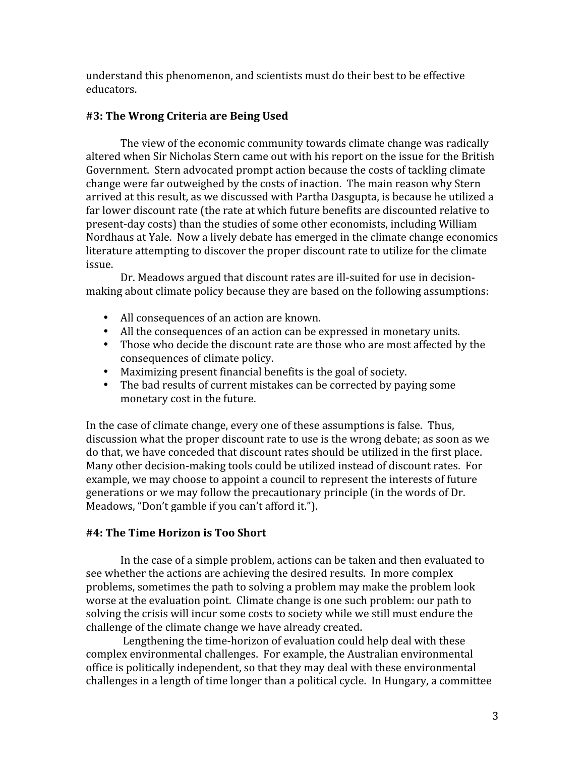understand this phenomenon, and scientists must do their best to be effective educators.

### #3: The Wrong Criteria are Being Used

The view of the economic community towards climate change was radically altered when Sir Nicholas Stern came out with his report on the issue for the British Government. Stern advocated prompt action because the costs of tackling climate change were far outweighed by the costs of inaction. The main reason why Stern arrived at this result, as we discussed with Partha Dasgupta, is because he utilized a far lower discount rate (the rate at which future benefits are discounted relative to present-day costs) than the studies of some other economists, including William Nordhaus at Yale. Now a lively debate has emerged in the climate change economics literature attempting to discover the proper discount rate to utilize for the climate issue.

Dr. Meadows argued that discount rates are ill-suited for use in decision-making about climate policy because they are based on the following assumptions:

- All consequences of an action are known.
- All the consequences of an action can be expressed in monetary units.
- Those who decide the discount rate are those who are most affected by the consequences of climate policy.
- Maximizing present financial benefits is the goal of society.
- The bad results of current mistakes can be corrected by paying some monetary cost in the future.

In the case of climate change, every one of these assumptions is false. Thus, discussion what the proper discount rate to use is the wrong debate; as soon as we do that, we have conceded that discount rates should be utilized in the first place. Many other decision-making tools could be utilized instead of discount rates. For example, we may choose to appoint a council to represent the interests of future generations or we may follow the precautionary principle (in the words of Dr. Meadows, "Don't gamble if you can't afford it.").

### #4: The Time Horizon is Too Short

In the case of a simple problem, actions can be taken and then evaluated to see whether the actions are achieving the desired results. In more complex problems, sometimes the path to solving a problem may make the problem look worse at the evaluation point. Climate change is one such problem: our path to solving the crisis will incur some costs to society while we still must endure the challenge of the climate change we have already created.

Lengthening the time-horizon of evaluation could help deal with these complex environmental challenges. For example, the Australian environmental office is politically independent, so that they may deal with these environmental challenges in a length of time longer than a political cycle. In Hungary, a committee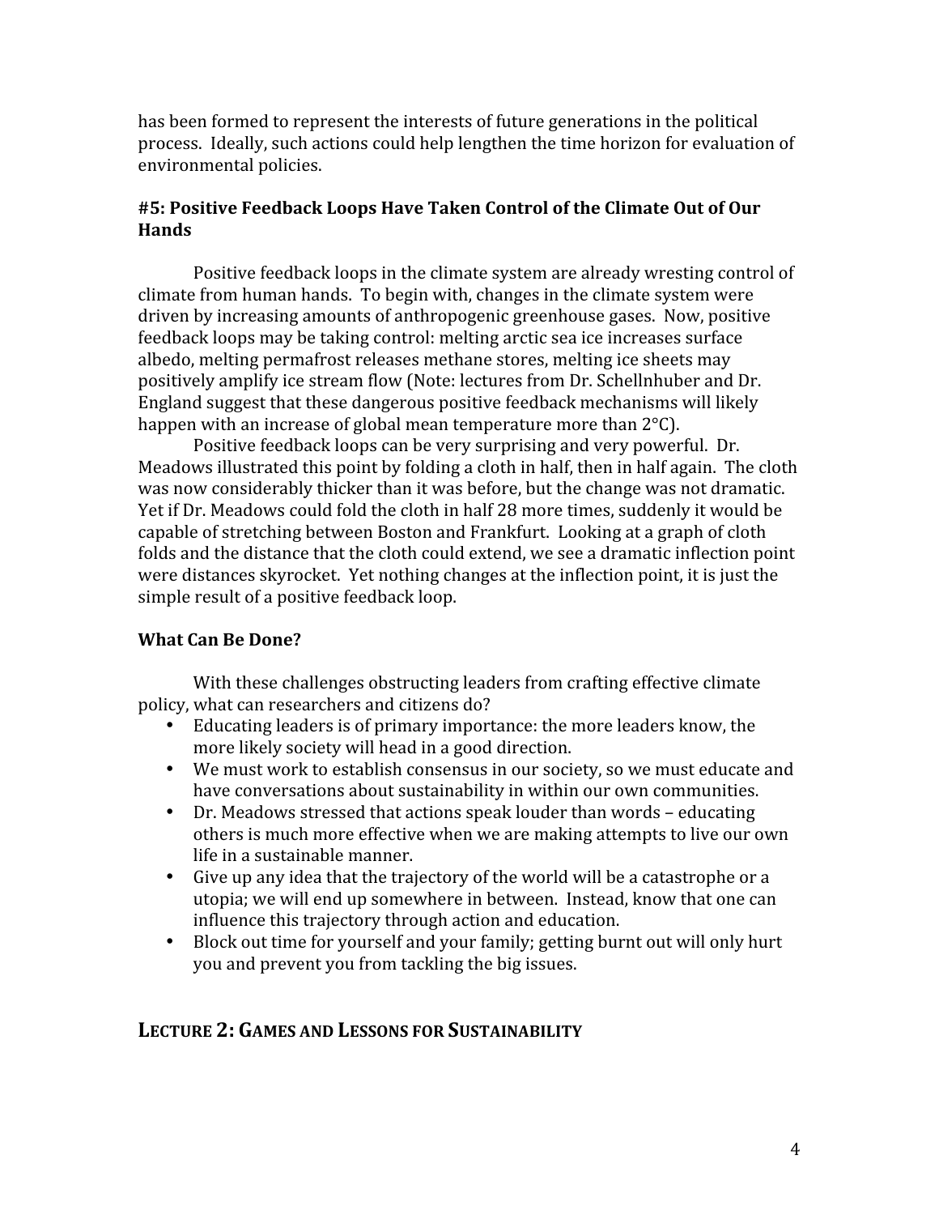has been formed to represent the interests of future generations in the political process. Ideally, such actions could help lengthen the time horizon for evaluation of environmental policies.

### #5: Positive Feedback Loops Have Taken Control of the Climate Out of Our Hands

Positive feedback loops in the climate system are already wresting control of climate from human hands. To begin with, changes in the climate system were driven by increasing amounts of anthropogenic greenhouse gases. Now, positive feedback loops may be taking control: melting arctic sea ice increases surface albedo, melting permafrost releases methane stores, melting ice sheets may positively amplify ice stream flow (Note: lectures from Dr. Schellnhuber and Dr. England suggest that these dangerous positive feedback mechanisms will likely happen with an increase of global mean temperature more than 2°C).

Positive feedback loops can be very surprising and very powerful. Dr. Meadows illustrated this point by folding a cloth in half, then in half again. The cloth was now considerably thicker than it was before, but the change was not dramatic. Yet if Dr. Meadows could fold the cloth in half 28 more times, suddenly it would be capable of stretching between Boston and Frankfurt. Looking at a graph of cloth folds and the distance that the cloth could extend, we see a dramatic inflection point were distances skyrocket. Yet nothing changes at the inflection point, it is just the simple result of a positive feedback loop.

### What Can Be Done?

With these challenges obstructing leaders from crafting effective climate policy, what can researchers and citizens do?

- Educating leaders is of primary importance: the more leaders know, the more likely society will head in a good direction.
- We must work to establish consensus in our society, so we must educate and have conversations about sustainability in within our own communities.
- Dr. Meadows stressed that actions speak louder than words – educating others is much more effective when we are making attempts to live our own life in a sustainable manner.
- Give up any idea that the trajectory of the world will be a catastrophe or a utopia; we will end up somewhere in between. Instead, know that one can influence this trajectory through action and education.
- Block out time for yourself and your family; getting burnt out will only hurt you and prevent you from tackling the big issues.

## Lecture 2: Games and Lessons for Sustainability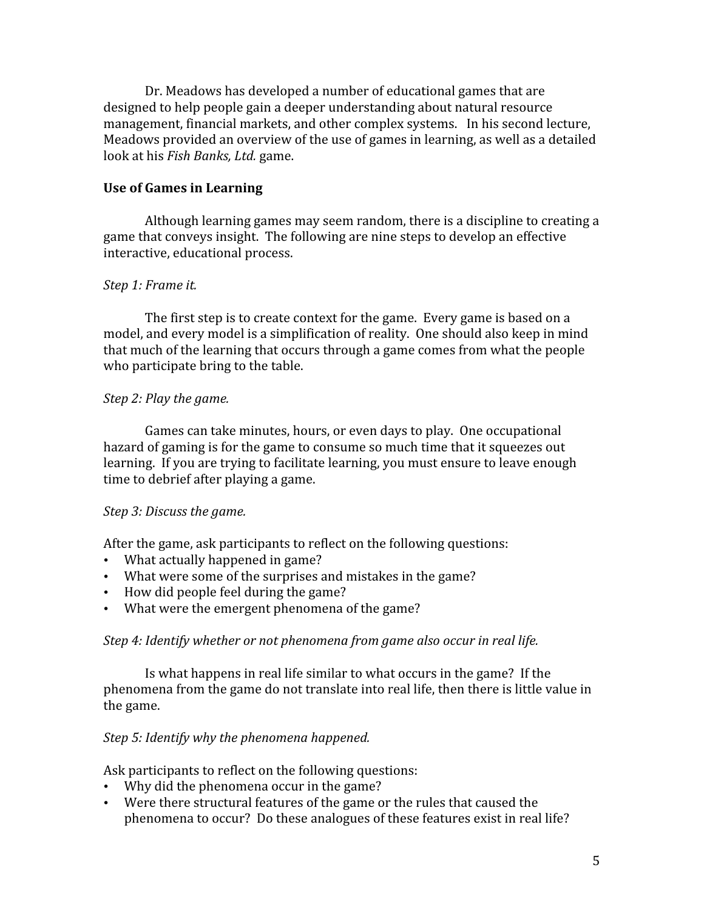Dr. Meadows has developed a number of educational games that are designed to help people gain a deeper understanding about natural resource management, financial markets, and other complex systems. In his second lecture, Meadows provided an overview of the use of games in learning, as well as a detailed look at his *Fish Banks, Ltd.* game.

## Use of Games in Learning

Although learning games may seem random, there is a discipline to creating a game that conveys insight. The following are nine steps to develop an effective interactive, educational process.

*Step 1: Frame it.*

The first step is to create context for the game. Every game is based on a model, and every model is a simplification of reality. One should also keep in mind that much of the learning that occurs through a game comes from what the people who participate bring to the table.

*Step 2: Play the game.*

Games can take minutes, hours, or even days to play. One occupational hazard of gaming is for the game to consume so much time that it squeezes out learning. If you are trying to facilitate learning, you must ensure to leave enough time to debrief after playing a game.

*Step 3: Discuss the game.*

After the game, ask participants to reflect on the following questions:

- What actually happened in game?
- What were some of the surprises and mistakes in the game?
- How did people feel during the game?
- What were the emergent phenomena of the game?

*Step 4: Identify whether or not phenomena from game also occur in real life.*

Is what happens in real life similar to what occurs in the game? If the phenomena from the game do not translate into real life, then there is little value in the game.

*Step 5: Identify why the phenomena happened.*

Ask participants to reflect on the following questions:

- Why did the phenomena occur in the game?
- Were there structural features of the game or the rules that caused the phenomena to occur? Do these analogues of these features exist in real life?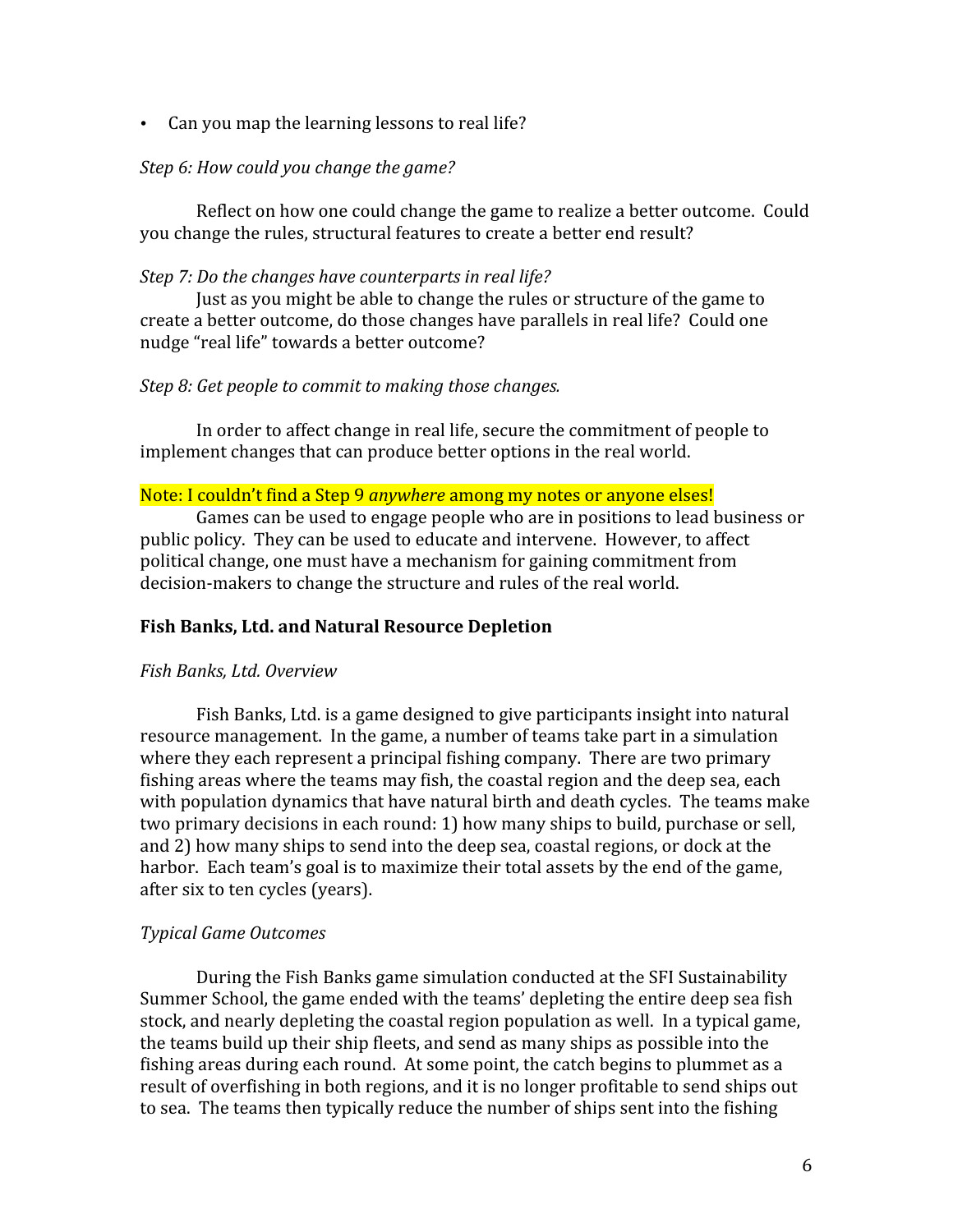- Can you map the learning lessons to real life?

*Step 6: How could you change the game?*

Reflect on how one could change the game to realize a better outcome. Could you change the rules, structural features to create a better end result?

*Step 7: Do the changes have counterparts in real life?*

Just as you might be able to change the rules or structure of the game to create a better outcome, do those changes have parallels in real life? Could one nudge "real life" towards a better outcome?

*Step 8: Get people to commit to making those changes.*

In order to affect change in real life, secure the commitment of people to implement changes that can produce better options in the real world.

Note: I couldn't find a Step 9 *anywhere* among my notes or anyone elses!

Games can be used to engage people who are in positions to lead business or public policy. They can be used to educate and intervene. However, to affect political change, one must have a mechanism for gaining commitment from decision-makers to change the structure and rules of the real world.

### Fish Banks, Ltd. and Natural Resource Depletion

*Fish Banks, Ltd. Overview*

Fish Banks, Ltd. is a game designed to give participants insight into natural resource management. In the game, a number of teams take part in a simulation where they each represent a principal fishing company. There are two primary fishing areas where the teams may fish, the coastal region and the deep sea, each with population dynamics that have natural birth and death cycles. The teams make two primary decisions in each round: 1) how many ships to build, purchase or sell, and 2) how many ships to send into the deep sea, coastal regions, or dock at the harbor. Each team's goal is to maximize their total assets by the end of the game, after six to ten cycles (years).

*Typical Game Outcomes*

During the Fish Banks game simulation conducted at the SFI Sustainability Summer School, the game ended with the teams' depleting the entire deep sea fish stock, and nearly depleting the coastal region population as well. In a typical game, the teams build up their ship fleets, and send as many ships as possible into the fishing areas during each round. At some point, the catch begins to plummet as a result of overfishing in both regions, and it is no longer profitable to send ships out to sea. The teams then typically reduce the number of ships sent into the fishing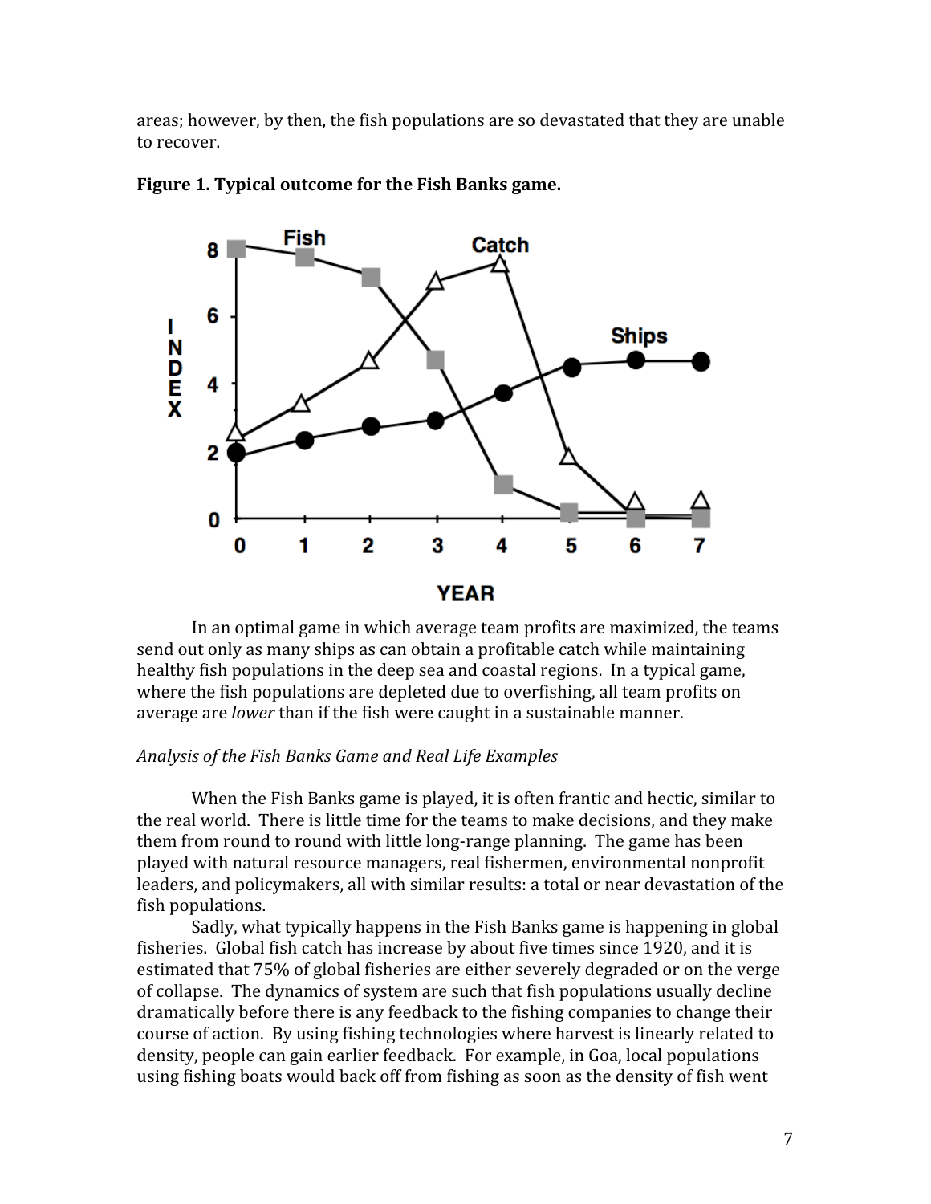areas; however, by then, the fish populations are so devastated that they are unable to recover.

**Figure 1. Typical outcome for the Fish Banks game.**

In an optimal game in which average team profits are maximized, the teams send out only as many ships as can obtain a profitable catch while maintaining healthy fish populations in the deep sea and coastal regions. In a typical game, where the fish populations are depleted due to overfishing, all team profits on average are *lower* than if the fish were caught in a sustainable manner.

*Analysis of the Fish Banks Game and Real Life Examples*

When the Fish Banks game is played, it is often frantic and hectic, similar to the real world. There is little time for the teams to make decisions, and they make them from round to round with little long-range planning. The game has been played with natural resource managers, real fishermen, environmental nonprofit leaders, and policymakers, all with similar results: a total or near devastation of the fish populations.

Sadly, what typically happens in the Fish Banks game is happening in global fisheries. Global fish catch has increase by about five times since 1920, and it is estimated that 75% of global fisheries are either severely degraded or on the verge of collapse. The dynamics of system are such that fish populations usually decline dramatically before there is any feedback to the fishing companies to change their course of action. By using fishing technologies where harvest is linearly related to density, people can gain earlier feedback. For example, in Goa, local populations using fishing boats would back off from fishing as soon as the density of fish went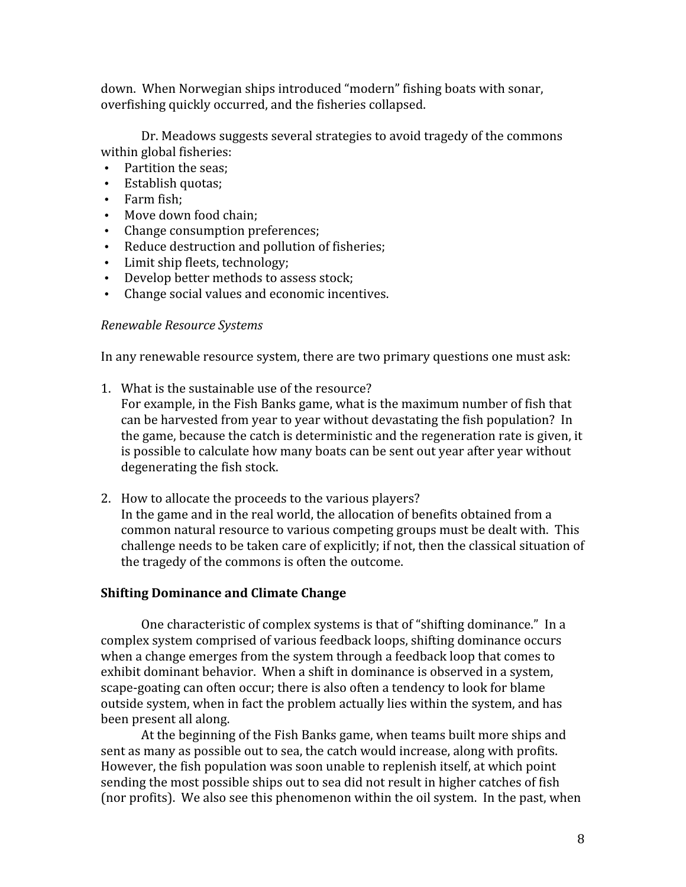down. When Norwegian ships introduced "modern" fishing boats with sonar, overfishing quickly occurred, and the fisheries collapsed.

Dr. Meadows suggests several strategies to avoid tragedy of the commons within global fisheries:

- Partition the seas;
- Establish quotas;
- Farm fish;
- Move down food chain;
- Change consumption preferences;
- Reduce destruction and pollution of fisheries;
- Limit ship fleets, technology;
- Develop better methods to assess stock;
- Change social values and economic incentives.

*Renewable Resource Systems*

In any renewable resource system, there are two primary questions one must ask:

1. What is the sustainable use of the resource?
   For example, in the Fish Banks game, what is the maximum number of fish that can be harvested from year to year without devastating the fish population? In the game, because the catch is deterministic and the regeneration rate is given, it is possible to calculate how many boats can be sent out year after year without degenerating the fish stock.

2. How to allocate the proceeds to the various players?
   In the game and in the real world, the allocation of benefits obtained from a common natural resource to various competing groups must be dealt with. This challenge needs to be taken care of explicitly; if not, then the classical situation of the tragedy of the commons is often the outcome.

**Shifting Dominance and Climate Change**

One characteristic of complex systems is that of "shifting dominance." In a complex system comprised of various feedback loops, shifting dominance occurs when a change emerges from the system through a feedback loop that comes to exhibit dominant behavior. When a shift in dominance is observed in a system, scape-goating can often occur; there is also often a tendency to look for blame outside system, when in fact the problem actually lies within the system, and has been present all along.

At the beginning of the Fish Banks game, when teams built more ships and sent as many as possible out to sea, the catch would increase, along with profits. However, the fish population was soon unable to replenish itself, at which point sending the most possible ships out to sea did not result in higher catches of fish (nor profits). We also see this phenomenon within the oil system. In the past, when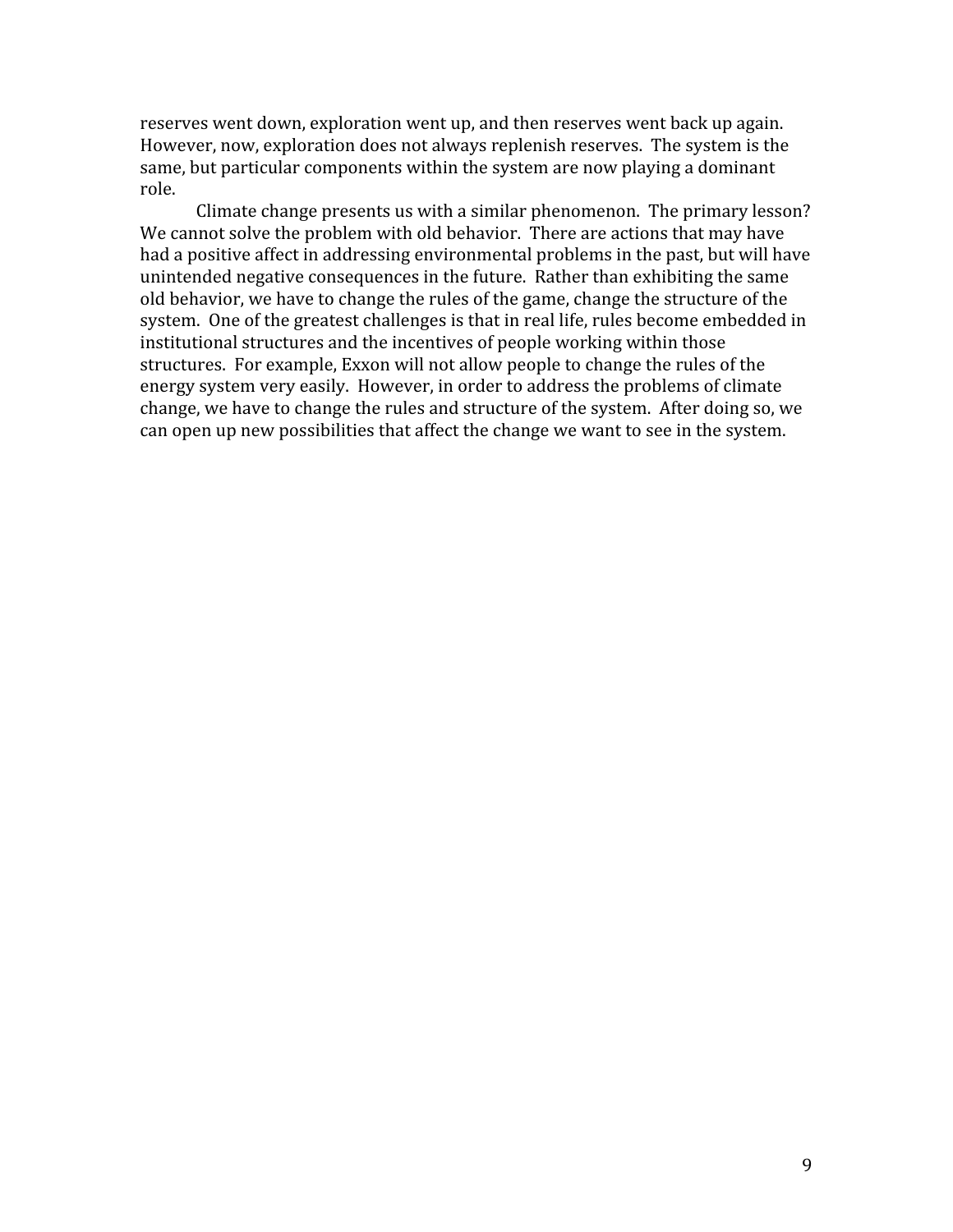reserves went down, exploration went up, and then reserves went back up again. However, now, exploration does not always replenish reserves. The system is the same, but particular components within the system are now playing a dominant role.

Climate change presents us with a similar phenomenon. The primary lesson? We cannot solve the problem with old behavior. There are actions that may have had a positive affect in addressing environmental problems in the past, but will have unintended negative consequences in the future. Rather than exhibiting the same old behavior, we have to change the rules of the game, change the structure of the system. One of the greatest challenges is that in real life, rules become embedded in institutional structures and the incentives of people working within those structures. For example, Exxon will not allow people to change the rules of the energy system very easily. However, in order to address the problems of climate change, we have to change the rules and structure of the system. After doing so, we can open up new possibilities that affect the change we want to see in the system.